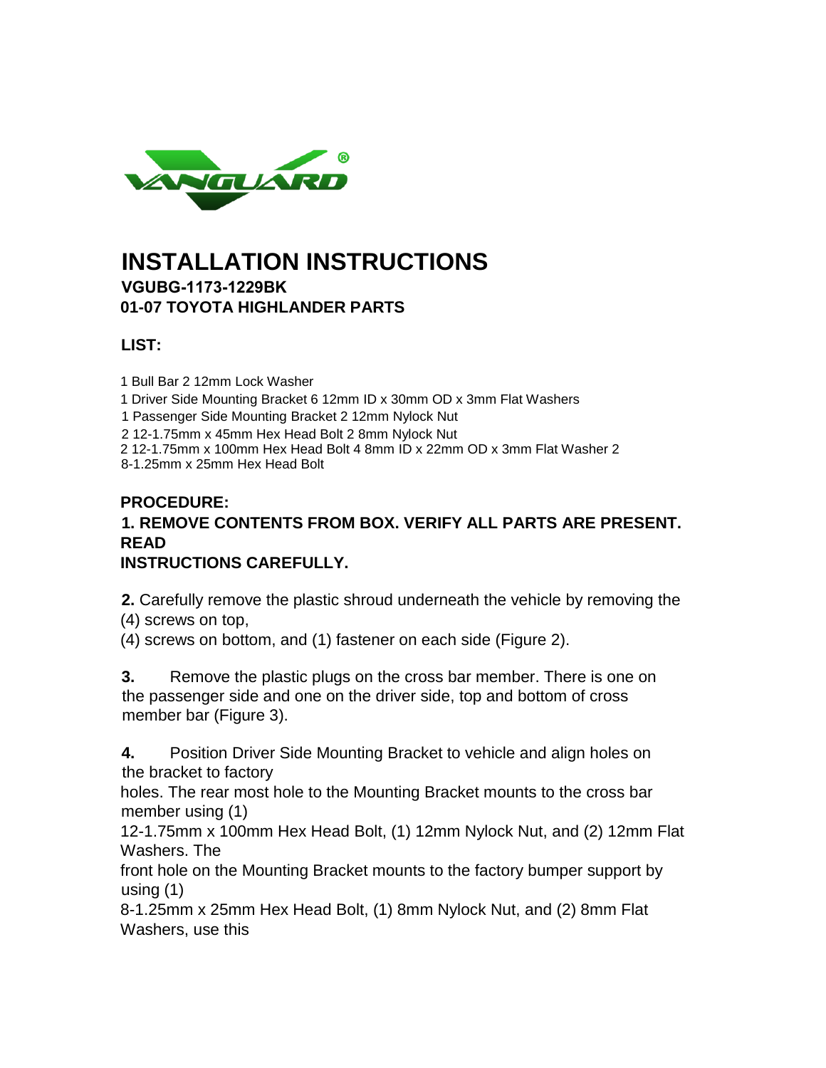# INSTALLATION INSTRUCTIONS

### VGUBG-1173-1229BK
### 01-07 TOYOTA HIGHLANDER PARTS

### LIST:

1 Bull Bar 2 12mm Lock Washer
1 Driver Side Mounting Bracket 6 12mm ID x 30mm OD x 3mm Flat Washers
1 Passenger Side Mounting Bracket 2 12mm Nylock Nut
2 12-1.75mm x 45mm Hex Head Bolt 2 8mm Nylock Nut
2 12-1.75mm x 100mm Hex Head Bolt 4 8mm ID x 22mm OD x 3mm Flat Washer 2
8-1.25mm x 25mm Hex Head Bolt

### PROCEDURE:

**1. REMOVE CONTENTS FROM BOX. VERIFY ALL PARTS ARE PRESENT. READ INSTRUCTIONS CAREFULLY.**

**2.** Carefully remove the plastic shroud underneath the vehicle by removing the (4) screws on top, (4) screws on bottom, and (1) fastener on each side (Figure 2).

**3.** Remove the plastic plugs on the cross bar member. There is one on the passenger side and one on the driver side, top and bottom of cross member bar (Figure 3).

**4.** Position Driver Side Mounting Bracket to vehicle and align holes on the bracket to factory holes. The rear most hole to the Mounting Bracket mounts to the cross bar member using (1) 12-1.75mm x 100mm Hex Head Bolt, (1) 12mm Nylock Nut, and (2) 12mm Flat Washers. The front hole on the Mounting Bracket mounts to the factory bumper support by using (1) 8-1.25mm x 25mm Hex Head Bolt, (1) 8mm Nylock Nut, and (2) 8mm Flat Washers, use this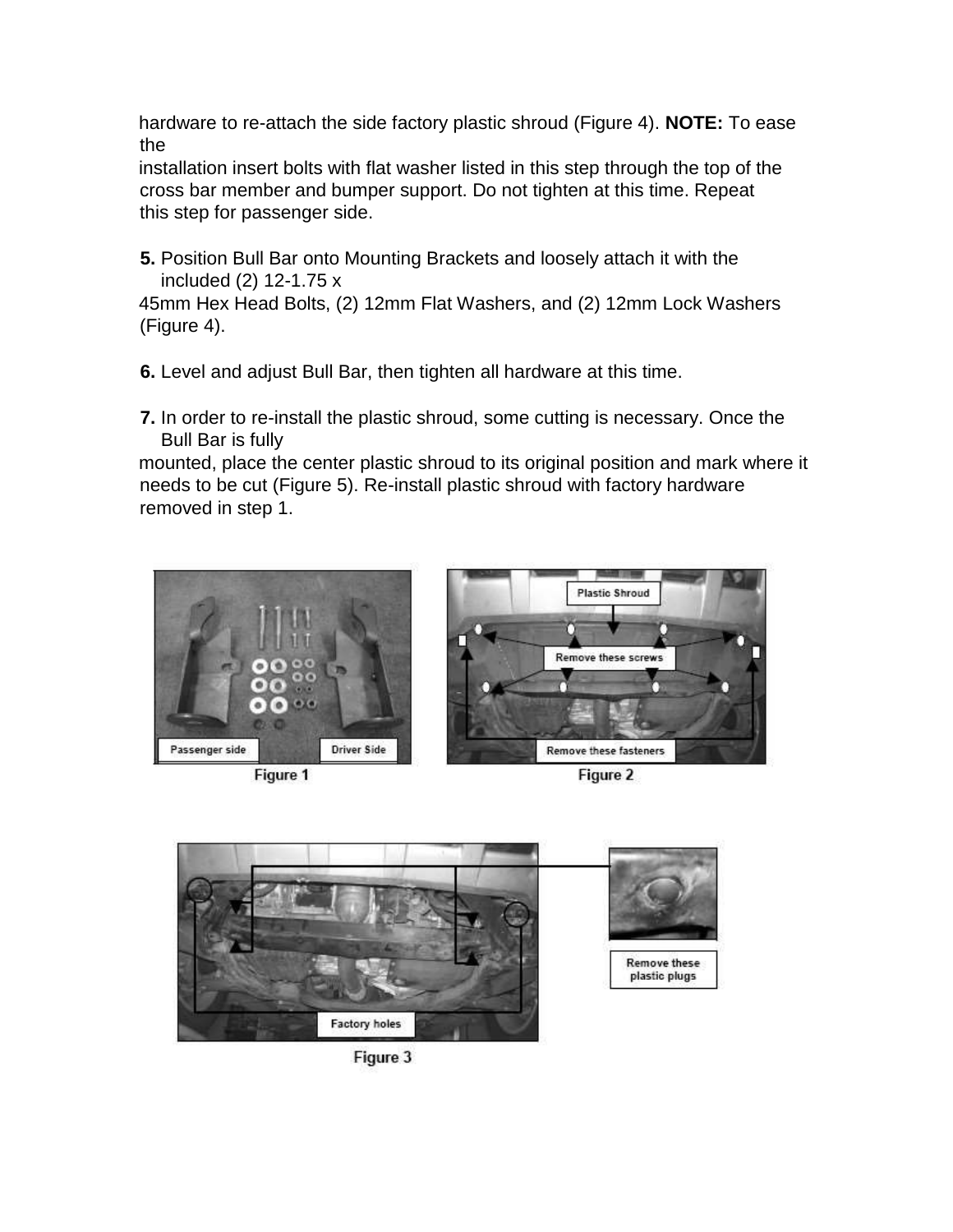hardware to re-attach the side factory plastic shroud (Figure 4). **NOTE:** To ease the installation insert bolts with flat washer listed in this step through the top of the cross bar member and bumper support. Do not tighten at this time. Repeat this step for passenger side.

**5.** Position Bull Bar onto Mounting Brackets and loosely attach it with the included (2) 12-1.75 x 45mm Hex Head Bolts, (2) 12mm Flat Washers, and (2) 12mm Lock Washers (Figure 4).

**6.** Level and adjust Bull Bar, then tighten all hardware at this time.

**7.** In order to re-install the plastic shroud, some cutting is necessary. Once the Bull Bar is fully mounted, place the center plastic shroud to its original position and mark where it needs to be cut (Figure 5). Re-install plastic shroud with factory hardware removed in step 1.

Passenger side | Driver Side

Figure 1

Plastic Shroud | Remove these screws | Remove these fasteners

Figure 2

Factory holes | Remove these plastic plugs

Figure 3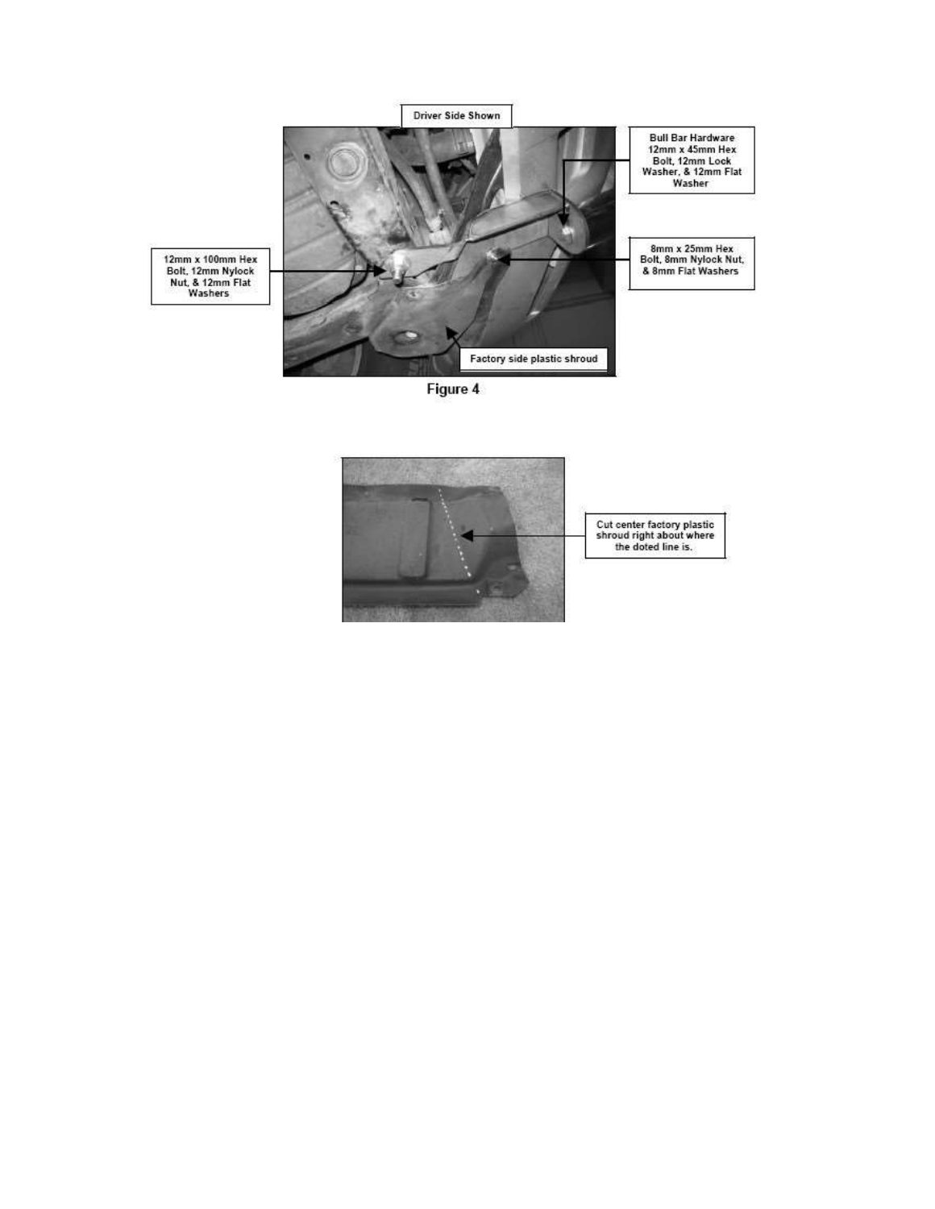Driver Side Shown

Bull Bar Hardware 12mm x 45mm Hex Bolt, 12mm Lock Washer, & 12mm Flat Washer

12mm x 100mm Hex Bolt, 12mm Nylock Nut, & 12mm Flat Washers

8mm x 25mm Hex Bolt, 8mm Nylock Nut, & 8mm Flat Washers

Factory side plastic shroud

Figure 4

Cut center factory plastic shroud right about where the doted line is.